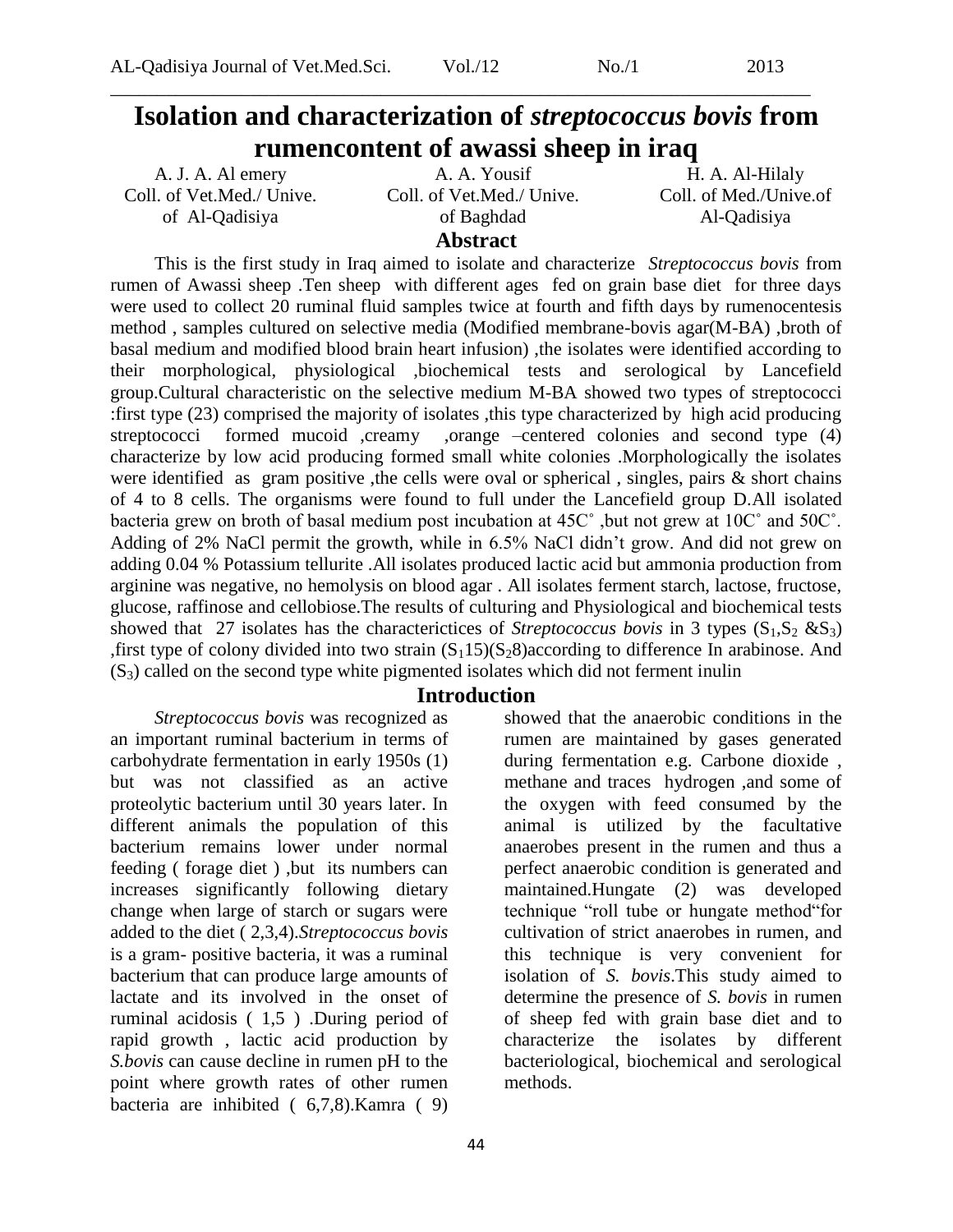# Isolation and characterization of *streptococcus bovis* from rumencontent of awassi sheep in iraq

A. J. A. Al emery
Coll. of Vet.Med./ Unive. of Al-Qadisiya

A. A. Yousif
Coll. of Vet.Med./ Unive. of Baghdad

H. A. Al-Hilaly
Coll. of Med./Unive.of Al-Qadisiya

## Abstract

This is the first study in Iraq aimed to isolate and characterize *Streptococcus bovis* from rumen of Awassi sheep .Ten sheep with different ages fed on grain base diet for three days were used to collect 20 ruminal fluid samples twice at fourth and fifth days by rumenocentesis method , samples cultured on selective media (Modified membrane-bovis agar(M-BA) ,broth of basal medium and modified blood brain heart infusion) ,the isolates were identified according to their morphological, physiological ,biochemical tests and serological by Lancefield group.Cultural characteristic on the selective medium M-BA showed two types of streptococci :first type (23) comprised the majority of isolates ,this type characterized by high acid producing streptococci formed mucoid ,creamy ,orange –centered colonies and second type (4) characterize by low acid producing formed small white colonies .Morphologically the isolates were identified as gram positive ,the cells were oval or spherical , singles, pairs & short chains of 4 to 8 cells. The organisms were found to full under the Lancefield group D.All isolated bacteria grew on broth of basal medium post incubation at 45C˚ ,but not grew at 10C˚ and 50C˚. Adding of 2% NaCl permit the growth, while in 6.5% NaCl didn't grow. And did not grew on adding 0.04 % Potassium tellurite .All isolates produced lactic acid but ammonia production from arginine was negative, no hemolysis on blood agar . All isolates ferment starch, lactose, fructose, glucose, raffinose and cellobiose.The results of culturing and Physiological and biochemical tests showed that 27 isolates has the characterictices of *Streptococcus bovis* in 3 types ($S_1$,$S_2$ &$S_3$) ,first type of colony divided into two strain ($S_1$15)($S_2$8)according to difference In arabinose. And ($S_3$) called on the second type white pigmented isolates which did not ferment inulin

## Introduction

*Streptococcus bovis* was recognized as an important ruminal bacterium in terms of carbohydrate fermentation in early 1950s (1) but was not classified as an active proteolytic bacterium until 30 years later. In different animals the population of this bacterium remains lower under normal feeding ( forage diet ) ,but its numbers can increases significantly following dietary change when large of starch or sugars were added to the diet ( 2,3,4).*Streptococcus bovis* is a gram- positive bacteria, it was a ruminal bacterium that can produce large amounts of lactate and its involved in the onset of ruminal acidosis ( 1,5 ) .During period of rapid growth , lactic acid production by *S.bovis* can cause decline in rumen pH to the point where growth rates of other rumen bacteria are inhibited ( 6,7,8).Kamra ( 9) showed that the anaerobic conditions in the rumen are maintained by gases generated during fermentation e.g. Carbone dioxide , methane and traces hydrogen ,and some of the oxygen with feed consumed by the animal is utilized by the facultative anaerobes present in the rumen and thus a perfect anaerobic condition is generated and maintained.Hungate (2) was developed technique "roll tube or hungate method"for cultivation of strict anaerobes in rumen, and this technique is very convenient for isolation of *S. bovis*.This study aimed to determine the presence of *S. bovis* in rumen of sheep fed with grain base diet and to characterize the isolates by different bacteriological, biochemical and serological methods.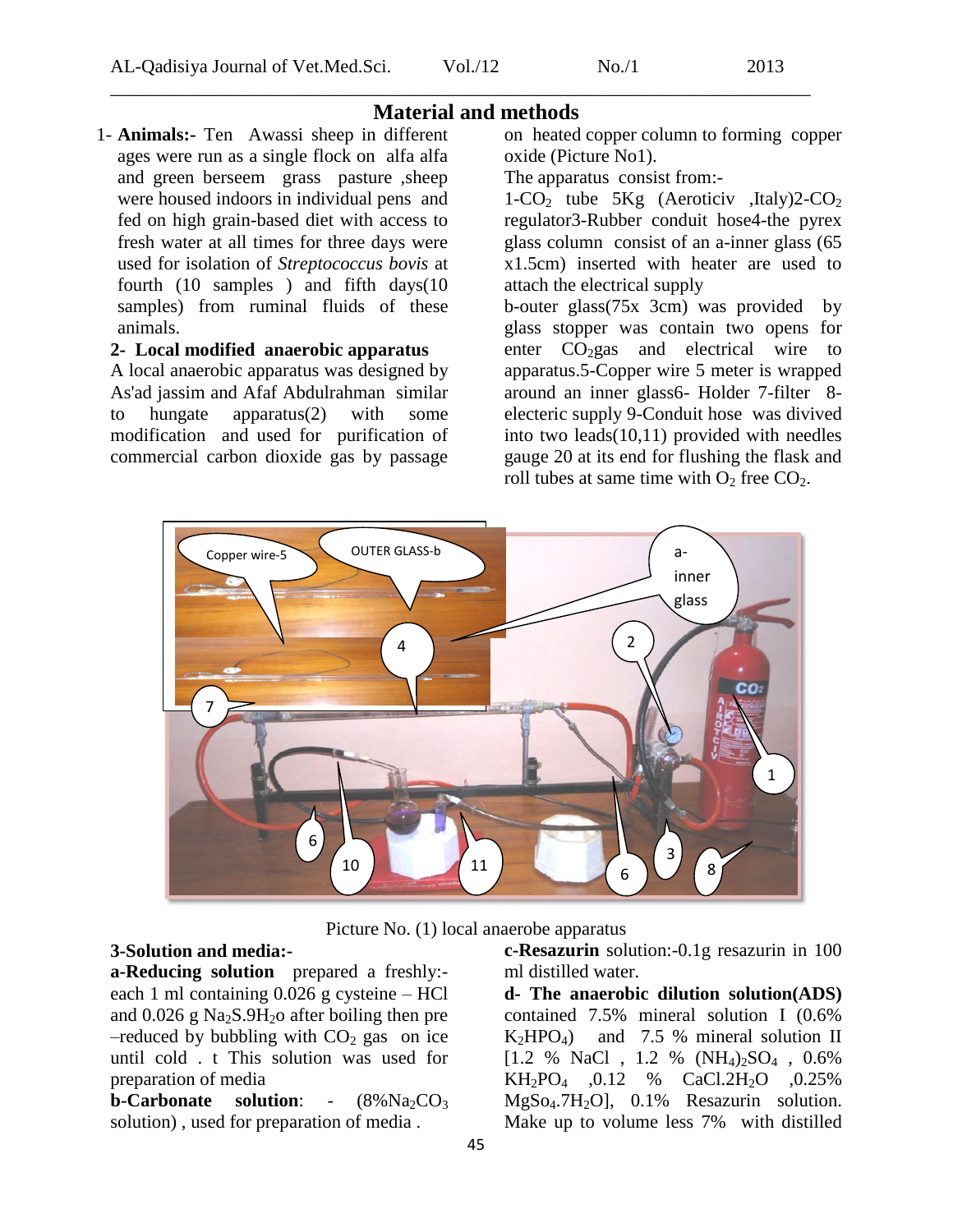## Material and methods

1- **Animals:-** Ten Awassi sheep in different ages were run as a single flock on alfa alfa and green berseem grass pasture ,sheep were housed indoors in individual pens and fed on high grain-based diet with access to fresh water at all times for three days were used for isolation of *Streptococcus bovis* at fourth (10 samples ) and fifth days(10 samples) from ruminal fluids of these animals.

**2- Local modified anaerobic apparatus**

A local anaerobic apparatus was designed by As'ad jassim and Afaf Abdulrahman similar to hungate apparatus(2) with some modification and used for purification of commercial carbon dioxide gas by passage on heated copper column to forming copper oxide (Picture No1).

The apparatus consist from:-

1-$CO_2$ tube 5Kg (Aeroticiv ,Italy)2-$CO_2$ regulator3-Rubber conduit hose4-the pyrex glass column consist of an a-inner glass (65 x1.5cm) inserted with heater are used to attach the electrical supply

b-outer glass(75x 3cm) was provided by glass stopper was contain two opens for enter $CO_2$gas and electrical wire to apparatus.5-Copper wire 5 meter is wrapped around an inner glass6- Holder 7-filter 8-electeric supply 9-Conduit hose was divived into two leads(10,11) provided with needles gauge 20 at its end for flushing the flask and roll tubes at same time with $O_2$ free $CO_2$.

Picture No. (1) local anaerobe apparatus

**3-Solution and media:-**

**a-Reducing solution** prepared a freshly:- each 1 ml containing 0.026 g cysteine – HCl and 0.026 g $Na_2S.9H_2o$ after boiling then pre –reduced by bubbling with $CO_2$ gas on ice until cold . t This solution was used for preparation of media

**b-Carbonate solution**: - (8%$Na_2CO_3$ solution) , used for preparation of media .

**c-Resazurin** solution:-0.1g resazurin in 100 ml distilled water.

**d- The anaerobic dilution solution(ADS)** contained 7.5% mineral solution I (0.6% $K_2HPO_4$) and 7.5 % mineral solution II [1.2 % NaCl , 1.2 % $(NH_4)_2SO_4$ , 0.6% $KH_2PO_4$ ,0.12 % $CaCl.2H_2O$ ,0.25% $MgSo_4.7H_2O$], 0.1% Resazurin solution. Make up to volume less 7% with distilled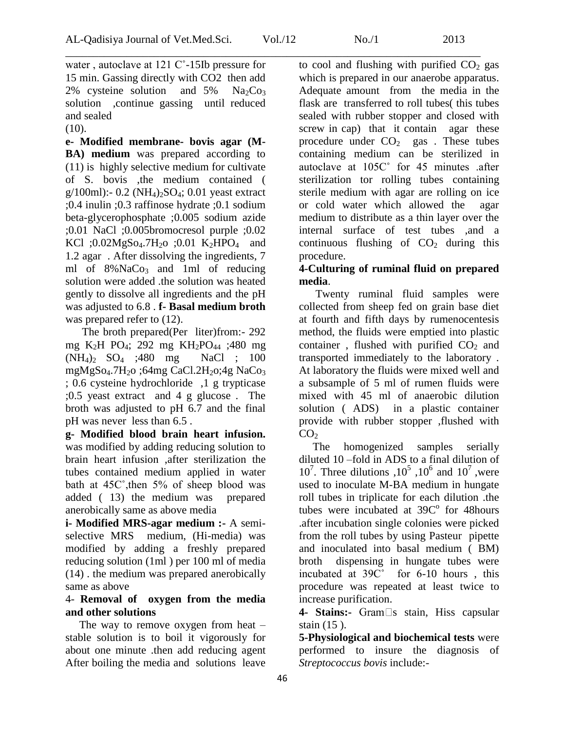water , autoclave at 121 C˚-15Ib pressure for 15 min. Gassing directly with CO2 then add 2% cysteine solution and 5% $Na_2Co_3$ solution ,continue gassing until reduced and sealed (10).

**e- Modified membrane- bovis agar (M-BA) medium** was prepared according to (11) is highly selective medium for cultivate of S. bovis ,the medium contained ( g/100ml):- 0.2 $(NH_4)_2SO_4$; 0.01 yeast extract ;0.4 inulin ;0.3 raffinose hydrate ;0.1 sodium beta-glycerophosphate ;0.005 sodium azide ;0.01 NaCl ;0.005bromocresol purple ;0.02 KCl ;0.02$MgSo_4.7H_2o$ ;0.01 $K_2HPO_4$ and 1.2 agar . After dissolving the ingredients, 7 ml of 8%$NaCo_3$ and 1ml of reducing solution were added .the solution was heated gently to dissolve all ingredients and the pH was adjusted to 6.8 . **f- Basal medium broth** was prepared refer to (12).

The broth prepared(Per liter)from:- 292 mg $K_2H$ $PO_4$; 292 mg $KH_2PO_{44}$ ;480 mg $(NH_4)_2$ $SO_4$ ;480 mg NaCl ; 100 mg$MgSo_4.7H_2o$ ;64mg $CaCl.2H_2o$;4g $NaCo_3$ ; 0.6 cysteine hydrochloride ,1 g trypticase ;0.5 yeast extract and 4 g glucose . The broth was adjusted to pH 6.7 and the final pH was never less than 6.5 .

**g- Modified blood brain heart infusion.** was modified by adding reducing solution to brain heart infusion ,after sterilization the tubes contained medium applied in water bath at 45C˚,then 5% of sheep blood was added ( 13) the medium was prepared anerobically same as above media

**i- Modified MRS-agar medium :-** A semi-selective MRS medium, (Hi-media) was modified by adding a freshly prepared reducing solution (1ml ) per 100 ml of media (14) . the medium was prepared anerobically same as above

**4- Removal of oxygen from the media and other solutions**

The way to remove oxygen from heat – stable solution is to boil it vigorously for about one minute .then add reducing agent After boiling the media and solutions leave to cool and flushing with purified $CO_2$ gas which is prepared in our anaerobe apparatus. Adequate amount from the media in the flask are transferred to roll tubes( this tubes sealed with rubber stopper and closed with screw in cap) that it contain agar these procedure under $CO_2$ gas . These tubes containing medium can be sterilized in autoclave at 105C˚ for 45 minutes .after sterilization tor rolling tubes containing sterile medium with agar are rolling on ice or cold water which allowed the agar medium to distribute as a thin layer over the internal surface of test tubes ,and a continuous flushing of $CO_2$ during this procedure.

**4-Culturing of ruminal fluid on prepared media**.

Twenty ruminal fluid samples were collected from sheep fed on grain base diet at fourth and fifth days by rumenocentesis method, the fluids were emptied into plastic container , flushed with purified $CO_2$ and transported immediately to the laboratory . At laboratory the fluids were mixed well and a subsample of 5 ml of rumen fluids were mixed with 45 ml of anaerobic dilution solution ( ADS) in a plastic container provide with rubber stopper ,flushed with $CO_2$

The homogenized samples serially diluted 10 –fold in ADS to a final dilution of $10^7$. Three dilutions ,$10^5$ ,$10^6$ and $10^7$ ,were used to inoculate M-BA medium in hungate roll tubes in triplicate for each dilution .the tubes were incubated at 39C$^o$ for 48hours .after incubation single colonies were picked from the roll tubes by using Pasteur pipette and inoculated into basal medium ( BM) broth dispensing in hungate tubes were incubated at 39C˚ for 6-10 hours , this procedure was repeated at least twice to increase purification.

**4- Stains:-** Gram□s stain, Hiss capsular stain (15 ).

**5-Physiological and biochemical tests** were performed to insure the diagnosis of *Streptococcus bovis* include:-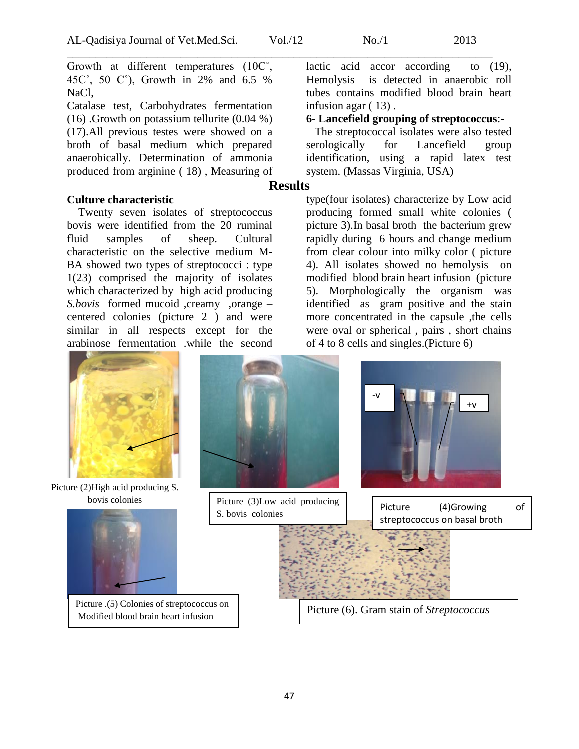Growth at different temperatures (10C˚, 45C˚, 50 C˚), Growth in 2% and 6.5 % NaCl,

Catalase test, Carbohydrates fermentation (16) .Growth on potassium tellurite (0.04 %) (17).All previous testes were showed on a broth of basal medium which prepared anaerobically. Determination of ammonia produced from arginine ( 18) , Measuring of lactic acid accor according to (19), Hemolysis is detected in anaerobic roll tubes contains modified blood brain heart infusion agar ( 13) .

**6- Lancefield grouping of streptococcus**:-

The streptococcal isolates were also tested serologically for Lancefield group identification, using a rapid latex test system. (Massas Virginia, USA)

## Results

**Culture characteristic**

Twenty seven isolates of streptococcus bovis were identified from the 20 ruminal fluid samples of sheep. Cultural characteristic on the selective medium M-BA showed two types of streptococci : type 1(23) comprised the majority of isolates which characterized by high acid producing *S.bovis* formed mucoid ,creamy ,orange –centered colonies (picture 2 ) and were similar in all respects except for the arabinose fermentation .while the second type(four isolates) characterize by Low acid producing formed small white colonies ( picture 3).In basal broth the bacterium grew rapidly during 6 hours and change medium from clear colour into milky color ( picture 4). All isolates showed no hemolysis on modified blood brain heart infusion (picture 5). Morphologically the organism was identified as gram positive and the stain more concentrated in the capsule ,the cells were oval or spherical , pairs , short chains of 4 to 8 cells and singles.(Picture 6)

Picture (2)High acid producing S. bovis colonies

Picture (3)Low acid producing S. bovis colonies

Picture (4)Growing of streptococcus on basal broth

Picture .(5) Colonies of streptococcus on Modified blood brain heart infusion

Picture (6). Gram stain of *Streptococcus*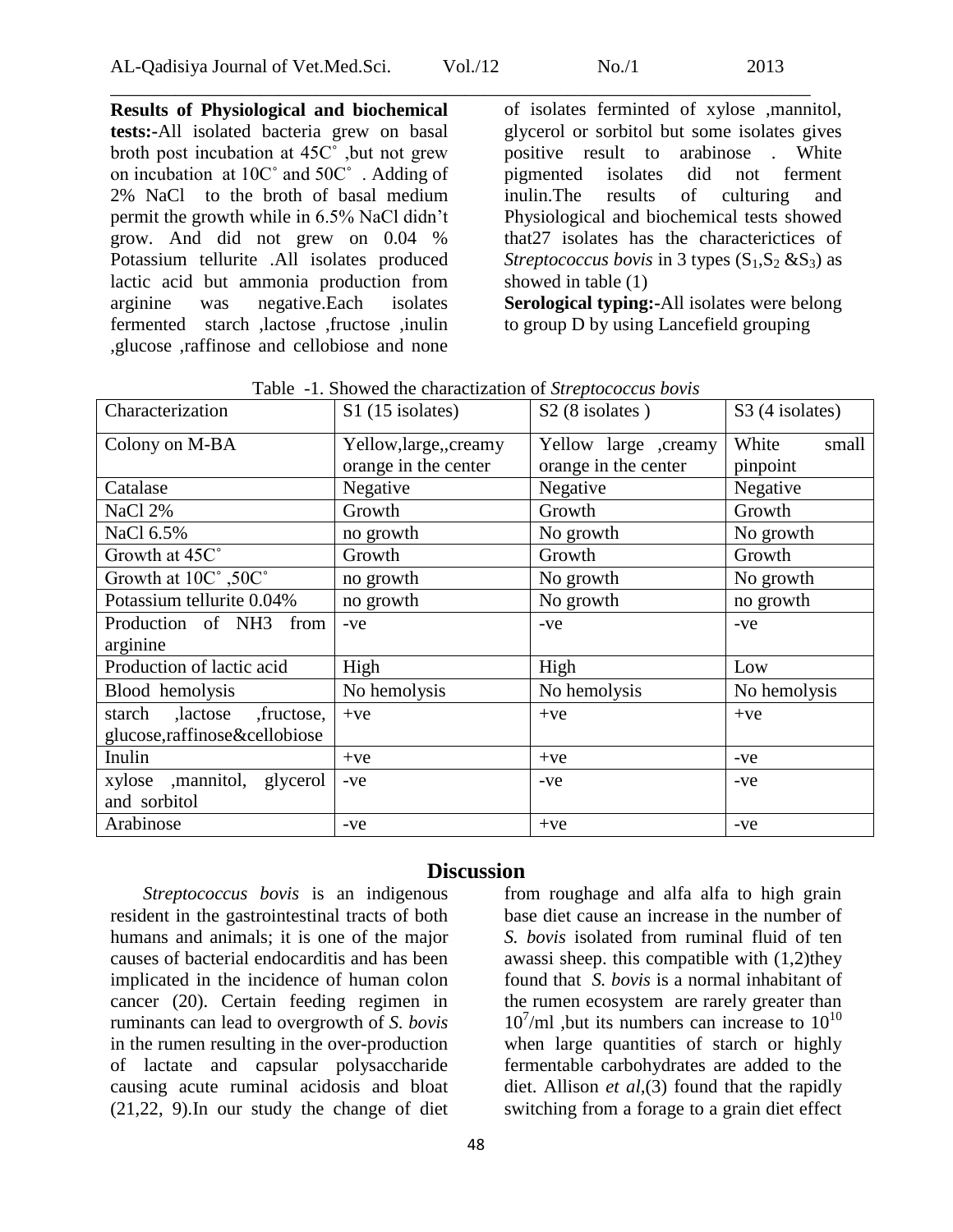**Results of Physiological and biochemical tests:-**All isolated bacteria grew on basal broth post incubation at 45C˚ ,but not grew on incubation at 10C˚ and 50C˚ . Adding of 2% NaCl to the broth of basal medium permit the growth while in 6.5% NaCl didn't grow. And did not grew on 0.04 % Potassium tellurite .All isolates produced lactic acid but ammonia production from arginine was negative.Each isolates fermented starch ,lactose ,fructose ,inulin ,glucose ,raffinose and cellobiose and none of isolates ferminted of xylose ,mannitol, glycerol or sorbitol but some isolates gives positive result to arabinose . White pigmented isolates did not ferment inulin.The results of culturing and Physiological and biochemical tests showed that27 isolates has the characterictices of *Streptococcus bovis* in 3 types ($S_1$,$S_2$ &$S_3$) as showed in table (1)

**Serological typing:-**All isolates were belong to group D by using Lancefield grouping

Table -1. Showed the charactization of *Streptococcus bovis*

| Characterization | S1 (15 isolates) | S2 (8 isolates ) | S3 (4 isolates) |
|---|---|---|---|
| Colony on M-BA | Yellow,large,,creamy orange in the center | Yellow large ,creamy orange in the center | White small pinpoint |
| Catalase | Negative | Negative | Negative |
| NaCl 2% | Growth | Growth | Growth |
| NaCl 6.5% | no growth | No growth | No growth |
| Growth at 45C˚ | Growth | Growth | Growth |
| Growth at 10C˚ ,50C˚ | no growth | No growth | No growth |
| Potassium tellurite 0.04% | no growth | No growth | no growth |
| Production of NH3 from arginine | -ve | -ve | -ve |
| Production of lactic acid | High | High | Low |
| Blood hemolysis | No hemolysis | No hemolysis | No hemolysis |
| starch ,lactose ,fructose, glucose,raffinose&cellobiose | +ve | +ve | +ve |
| Inulin | +ve | +ve | -ve |
| xylose ,mannitol, glycerol and sorbitol | -ve | -ve | -ve |
| Arabinose | -ve | +ve | -ve |

## Discussion

*Streptococcus bovis* is an indigenous resident in the gastrointestinal tracts of both humans and animals; it is one of the major causes of bacterial endocarditis and has been implicated in the incidence of human colon cancer (20). Certain feeding regimen in ruminants can lead to overgrowth of *S. bovis* in the rumen resulting in the over-production of lactate and capsular polysaccharide causing acute ruminal acidosis and bloat (21,22, 9).In our study the change of diet from roughage and alfa alfa to high grain base diet cause an increase in the number of *S. bovis* isolated from ruminal fluid of ten awassi sheep. this compatible with (1,2)they found that *S. bovis* is a normal inhabitant of the rumen ecosystem are rarely greater than $10^7$/ml ,but its numbers can increase to $10^{10}$ when large quantities of starch or highly fermentable carbohydrates are added to the diet. Allison *et al*,(3) found that the rapidly switching from a forage to a grain diet effect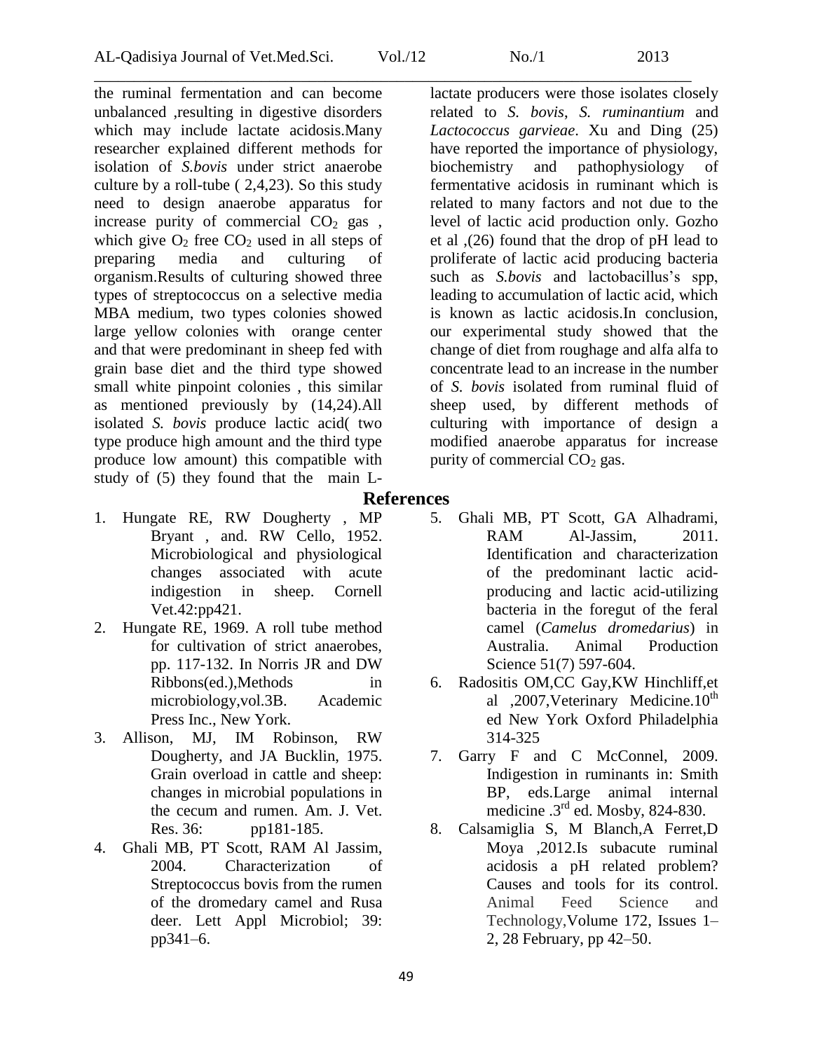the ruminal fermentation and can become unbalanced ,resulting in digestive disorders which may include lactate acidosis.Many researcher explained different methods for isolation of *S.bovis* under strict anaerobe culture by a roll-tube ( 2,4,23). So this study need to design anaerobe apparatus for increase purity of commercial $CO_2$ gas , which give $O_2$ free $CO_2$ used in all steps of preparing media and culturing of organism.Results of culturing showed three types of streptococcus on a selective media MBA medium, two types colonies showed large yellow colonies with orange center and that were predominant in sheep fed with grain base diet and the third type showed small white pinpoint colonies , this similar as mentioned previously by (14,24).All isolated *S. bovis* produce lactic acid( two type produce high amount and the third type produce low amount) this compatible with study of (5) they found that the main L-lactate producers were those isolates closely related to *S. bovis*, *S. ruminantium* and *Lactococcus garvieae*. Xu and Ding (25) have reported the importance of physiology, biochemistry and pathophysiology of fermentative acidosis in ruminant which is related to many factors and not due to the level of lactic acid production only. Gozho et al ,(26) found that the drop of pH lead to proliferate of lactic acid producing bacteria such as *S.bovis* and lactobacillus's spp, leading to accumulation of lactic acid, which is known as lactic acidosis.In conclusion, our experimental study showed that the change of diet from roughage and alfa alfa to concentrate lead to an increase in the number of *S. bovis* isolated from ruminal fluid of sheep used, by different methods of culturing with importance of design a modified anaerobe apparatus for increase purity of commercial $CO_2$ gas.

## References

1. Hungate RE, RW Dougherty , MP Bryant , and. RW Cello, 1952. Microbiological and physiological changes associated with acute indigestion in sheep. Cornell Vet.42:pp421.
2. Hungate RE, 1969. A roll tube method for cultivation of strict anaerobes, pp. 117-132. In Norris JR and DW Ribbons(ed.),Methods in microbiology,vol.3B. Academic Press Inc., New York.
3. Allison, MJ, IM Robinson, RW Dougherty, and JA Bucklin, 1975. Grain overload in cattle and sheep: changes in microbial populations in the cecum and rumen. Am. J. Vet. Res. 36: pp181-185.
4. Ghali MB, PT Scott, RAM Al Jassim, 2004. Characterization of Streptococcus bovis from the rumen of the dromedary camel and Rusa deer. Lett Appl Microbiol; 39: pp341–6.
5. Ghali MB, PT Scott, GA Alhadrami, RAM Al-Jassim, 2011. Identification and characterization of the predominant lactic acid-producing and lactic acid-utilizing bacteria in the foregut of the feral camel (*Camelus dromedarius*) in Australia. Animal Production Science 51(7) 597-604.
6. Radositis OM,CC Gay,KW Hinchliff,et al ,2007,Veterinary Medicine.10th ed New York Oxford Philadelphia 314-325
7. Garry F and C McConnel, 2009. Indigestion in ruminants in: Smith BP, eds.Large animal internal medicine .3rd ed. Mosby, 824-830.
8. Calsamiglia S, M Blanch,A Ferret,D Moya ,2012.Is subacute ruminal acidosis a pH related problem? Causes and tools for its control. Animal Feed Science and Technology,Volume 172, Issues 1–2, 28 February, pp 42–50.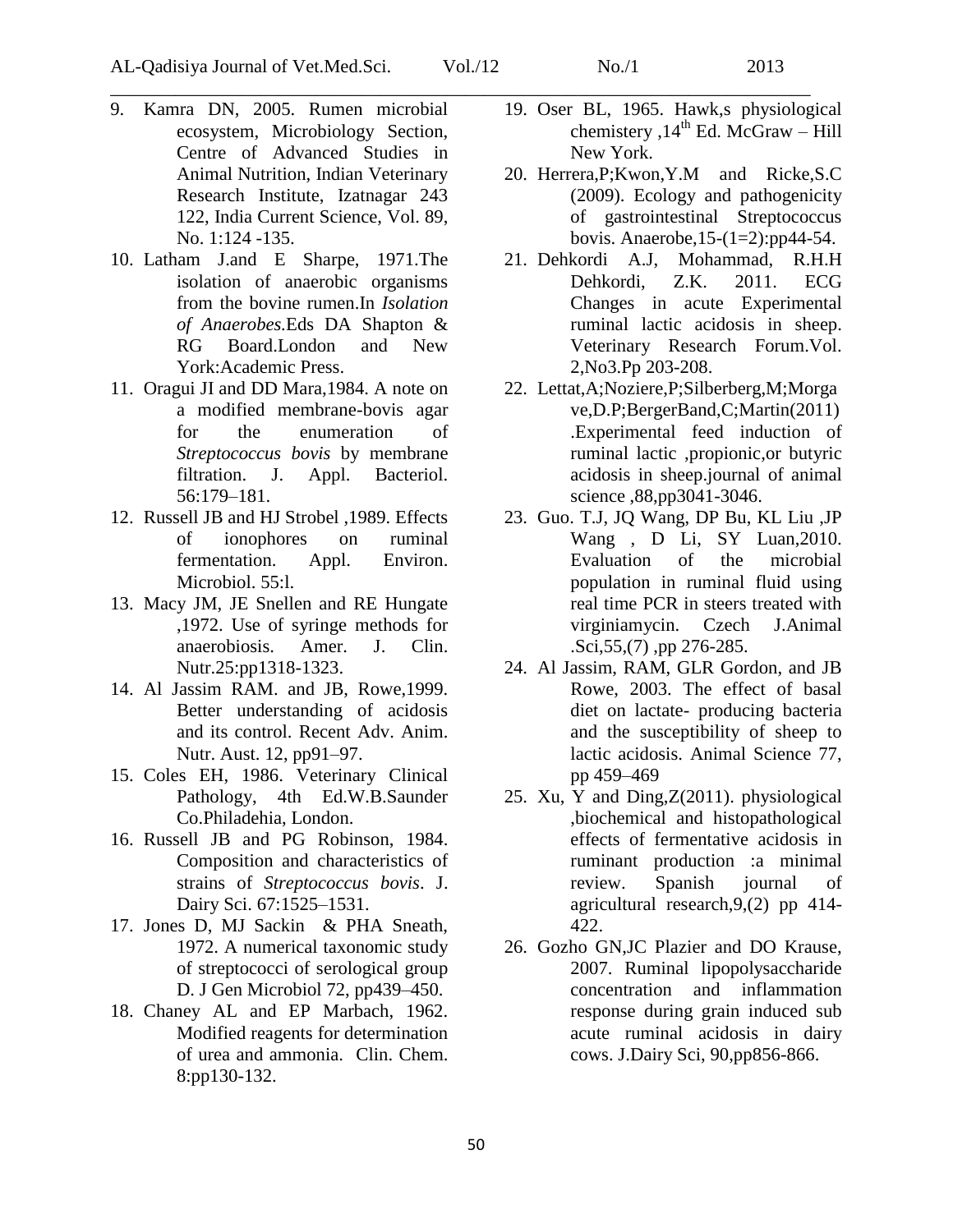9. Kamra DN, 2005. Rumen microbial ecosystem, Microbiology Section, Centre of Advanced Studies in Animal Nutrition, Indian Veterinary Research Institute, Izatnagar 243 122, India Current Science, Vol. 89, No. 1:124 -135.
10. Latham J.and E Sharpe, 1971.The isolation of anaerobic organisms from the bovine rumen.In *Isolation of Anaerobes*.Eds DA Shapton & RG Board.London and New York:Academic Press.
11. Oragui JI and DD Mara,1984. A note on a modified membrane-bovis agar for the enumeration of *Streptococcus bovis* by membrane filtration. J. Appl. Bacteriol. 56:179–181.
12. Russell JB and HJ Strobel ,1989. Effects of ionophores on ruminal fermentation. Appl. Environ. Microbiol. 55:l.
13. Macy JM, JE Snellen and RE Hungate ,1972. Use of syringe methods for anaerobiosis. Amer. J. Clin. Nutr.25:pp1318-1323.
14. Al Jassim RAM. and JB, Rowe,1999. Better understanding of acidosis and its control. Recent Adv. Anim. Nutr. Aust. 12, pp91–97.
15. Coles EH, 1986. Veterinary Clinical Pathology, 4th Ed.W.B.Saunder Co.Philadehia, London.
16. Russell JB and PG Robinson, 1984. Composition and characteristics of strains of *Streptococcus bovis*. J. Dairy Sci. 67:1525–1531.
17. Jones D, MJ Sackin & PHA Sneath, 1972. A numerical taxonomic study of streptococci of serological group D. J Gen Microbiol 72, pp439–450.
18. Chaney AL and EP Marbach, 1962. Modified reagents for determination of urea and ammonia. Clin. Chem. 8:pp130-132.
19. Oser BL, 1965. Hawk,s physiological chemistery ,14th Ed. McGraw – Hill New York.
20. Herrera,P;Kwon,Y.M and Ricke,S.C (2009). Ecology and pathogenicity of gastrointestinal Streptococcus bovis. Anaerobe,15-(1=2):pp44-54.
21. Dehkordi A.J, Mohammad, R.H.H Dehkordi, Z.K. 2011. ECG Changes in acute Experimental ruminal lactic acidosis in sheep. Veterinary Research Forum.Vol. 2,No3.Pp 203-208.
22. Lettat,A;Noziere,P;Silberberg,M;Morgave,D.P;BergerBand,C;Martin(2011) .Experimental feed induction of ruminal lactic ,propionic,or butyric acidosis in sheep.journal of animal science ,88,pp3041-3046.
23. Guo. T.J, JQ Wang, DP Bu, KL Liu ,JP Wang , D Li, SY Luan,2010. Evaluation of the microbial population in ruminal fluid using real time PCR in steers treated with virginiamycin. Czech J.Animal .Sci,55,(7) ,pp 276-285.
24. Al Jassim, RAM, GLR Gordon, and JB Rowe, 2003. The effect of basal diet on lactate- producing bacteria and the susceptibility of sheep to lactic acidosis. Animal Science 77, pp 459–469
25. Xu, Y and Ding,Z(2011). physiological ,biochemical and histopathological effects of fermentative acidosis in ruminant production :a minimal review. Spanish journal of agricultural research,9,(2) pp 414-422.
26. Gozho GN,JC Plazier and DO Krause, 2007. Ruminal lipopolysaccharide concentration and inflammation response during grain induced sub acute ruminal acidosis in dairy cows. J.Dairy Sci, 90,pp856-866.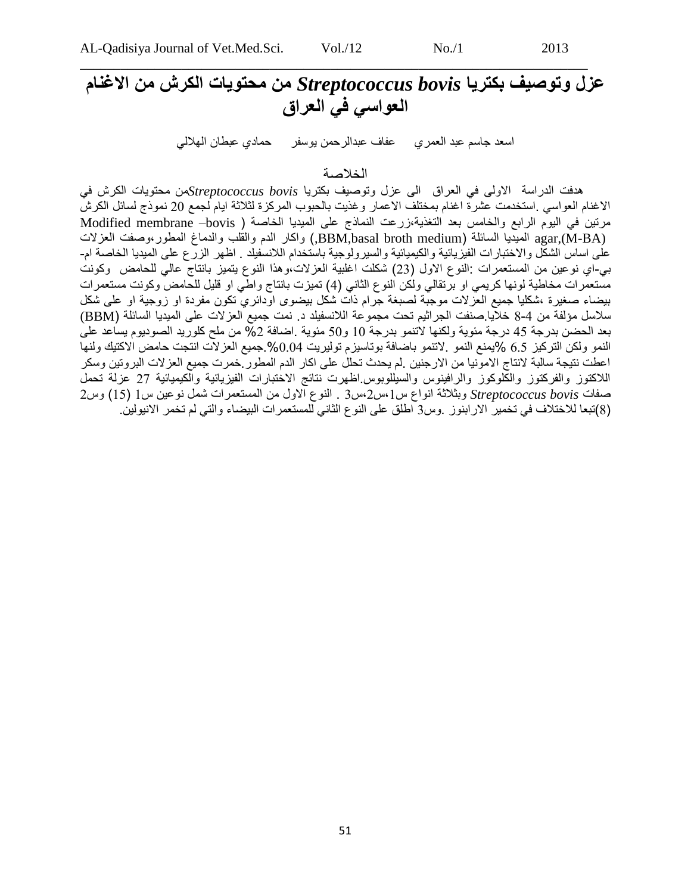# عزل وتوصيف بكتريا *Streptococcus bovis* من محتويات الكرش من الاغنام العواسي في العراق

اسعد جاسم عبد العمري  عفاف عبدالرحمن يوسفر  حمادي عبطان الهلالي

## الخلاصة

هدفت الدراسة الاولى في العراق الى عزل وتوصيف بكتريا *Streptococcus bovis* من محتويات الكرش في الاغنام العواسي .استخدمت عشرة اغنام بمختلف الاعمار وغذيت بالحبوب المركزة لثلاثة ايام لجمع 20 نموذج لسائل الكرش مرتين في اليوم الرابع والخامس بعد التغذية،زرعت النماذج على الميديا الخاصة ( Modified membrane –bovis agar,(M-BA) الميديا السائلة (BBM,basal broth medium,) واكار الدم والقلب والدماغ المطور،وصفت العزلات على اساس الشكل والاختبارات الفيزيائية والكيميائية والسيرولوجية باستخدام اللانسفيلد . اظهر الزرع على الميديا الخاصة ام-بي-اي نوعين من المستعمرات :النوع الاول (23) شكلت اغلبية العزلات،وهذا النوع يتميز بانتاج عالي للحامض وكونت مستعمرات مخاطية لونها كريمي او برتقالي ولكن النوع الثاني (4) تميزت بانتاج واطي او قليل للحامض وكونت مستعمرات بيضاء صغيرة ،شكليا جميع العزلات موجبة لصبغة جرام ذات شكل بيضوى اودائري تكون مفردة او زوجية او على شكل سلاسل مؤلفة من 4-8 خلايا.صنفت الجراثيم تحت مجموعة اللانسفيلد د. نمت جميع العزلات على الميديا السائلة (BBM) بعد الحضن بدرجة 45 درجة مئوية ولكنها لاتنمو بدرجة 10 و50 مئوية .اضافة 2% من ملح كلوريد الصوديوم يساعد على النمو ولكن التركيز 6.5 %يمنع النمو .لاتنمو باضافة بوتاسيزم توليريت 0.04%.جميع العزلات انتجت حامض الاكتيك ولنها اعطت نتيجة سالبة لانتاج الامونيا من الارجنين .لم يحدث تحلل على اكار الدم المطور.خمرت جميع العزلات البروتين وسكر اللاكتوز والفركتوز والكلوكوز والرافينوس والسيللوبوس.اظهرت نتائج الاختبارات الفيزيائية والكيميائية 27 عزلة تحمل صفات *Streptococcus bovis* وبثلاثة انواع س1،س2،س3 . النوع الاول من المستعمرات شمل نوعين س1 (15) وس2 (8)تبعا للاختلاف في تخمير الارابنوز .وس3 اطلق على النوع الثاني للمستعمرات البيضاء والتي لم تخمر الانيولين.